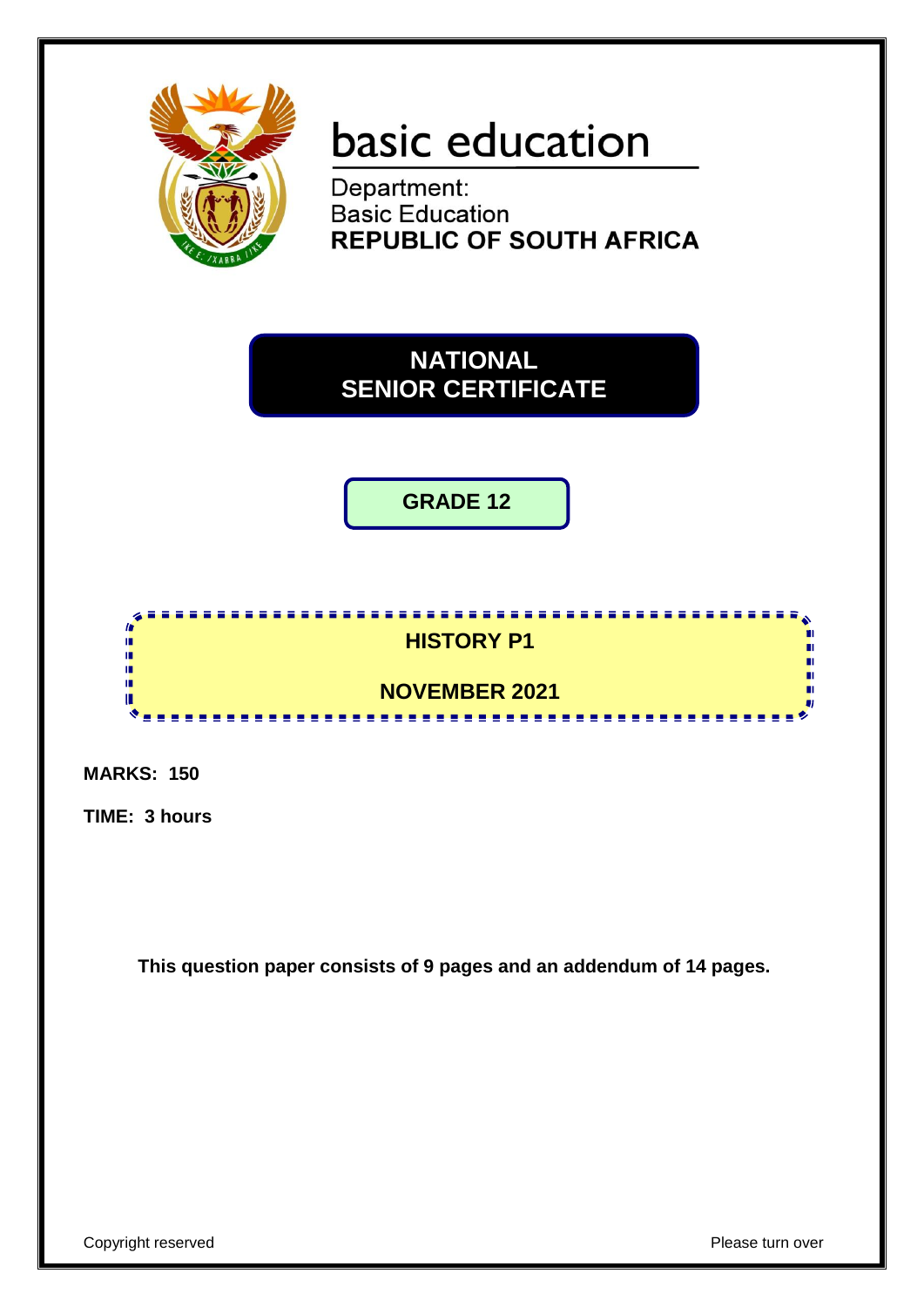# basic education

Department:
Basic Education
**REPUBLIC OF SOUTH AFRICA**

## NATIONAL SENIOR CERTIFICATE

## GRADE 12

## HISTORY P1

## NOVEMBER 2021

**MARKS: 150**

**TIME: 3 hours**

**This question paper consists of 9 pages and an addendum of 14 pages.**

Copyright reserved

Please turn over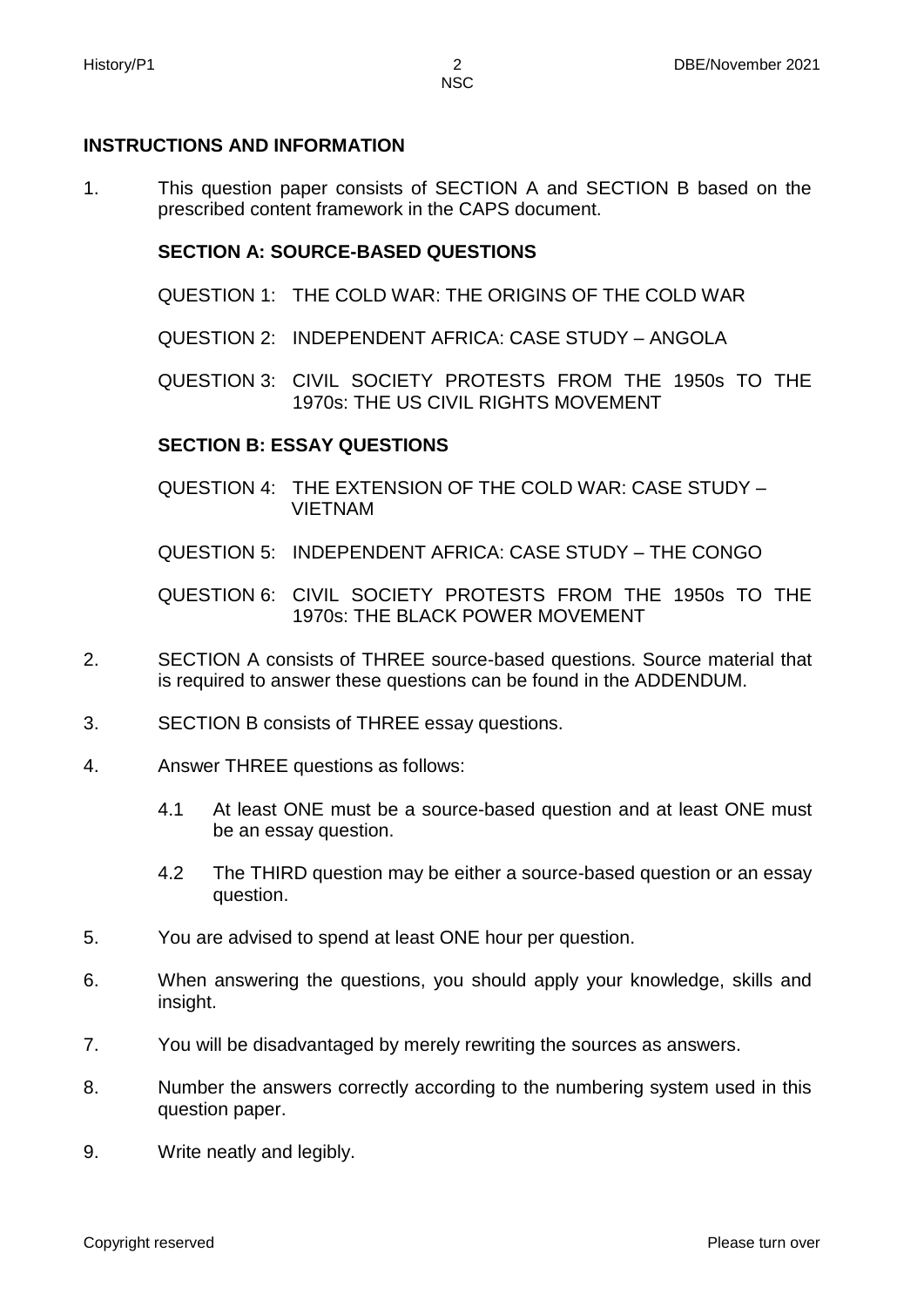## INSTRUCTIONS AND INFORMATION

1. This question paper consists of SECTION A and SECTION B based on the prescribed content framework in the CAPS document.

   **SECTION A: SOURCE-BASED QUESTIONS**

   QUESTION 1: THE COLD WAR: THE ORIGINS OF THE COLD WAR

   QUESTION 2: INDEPENDENT AFRICA: CASE STUDY – ANGOLA

   QUESTION 3: CIVIL SOCIETY PROTESTS FROM THE 1950s TO THE 1970s: THE US CIVIL RIGHTS MOVEMENT

   **SECTION B: ESSAY QUESTIONS**

   QUESTION 4: THE EXTENSION OF THE COLD WAR: CASE STUDY – VIETNAM

   QUESTION 5: INDEPENDENT AFRICA: CASE STUDY – THE CONGO

   QUESTION 6: CIVIL SOCIETY PROTESTS FROM THE 1950s TO THE 1970s: THE BLACK POWER MOVEMENT

2. SECTION A consists of THREE source-based questions. Source material that is required to answer these questions can be found in the ADDENDUM.

3. SECTION B consists of THREE essay questions.

4. Answer THREE questions as follows:

   4.1 At least ONE must be a source-based question and at least ONE must be an essay question.

   4.2 The THIRD question may be either a source-based question or an essay question.

5. You are advised to spend at least ONE hour per question.

6. When answering the questions, you should apply your knowledge, skills and insight.

7. You will be disadvantaged by merely rewriting the sources as answers.

8. Number the answers correctly according to the numbering system used in this question paper.

9. Write neatly and legibly.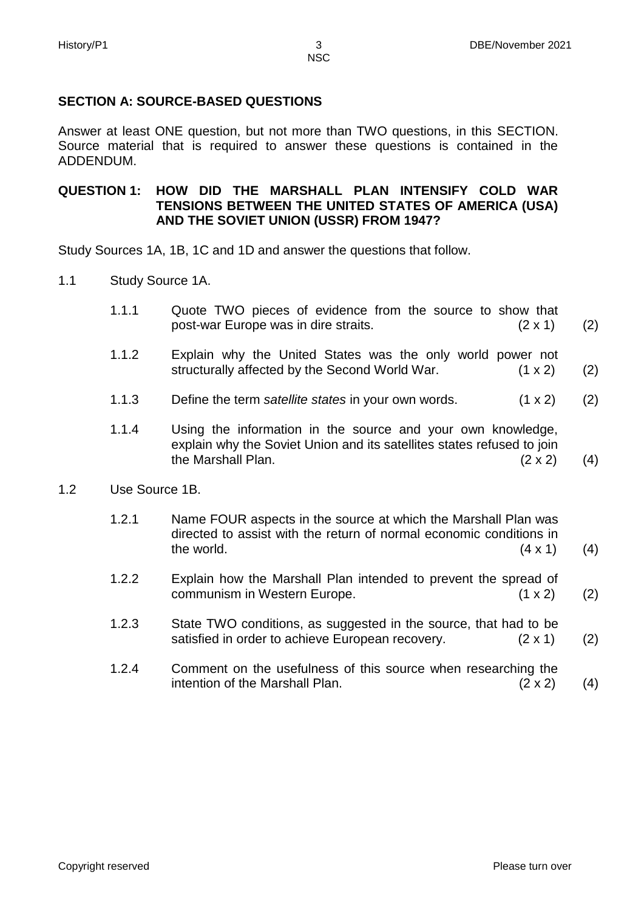## SECTION A: SOURCE-BASED QUESTIONS

Answer at least ONE question, but not more than TWO questions, in this SECTION. Source material that is required to answer these questions is contained in the ADDENDUM.

### QUESTION 1: HOW DID THE MARSHALL PLAN INTENSIFY COLD WAR TENSIONS BETWEEN THE UNITED STATES OF AMERICA (USA) AND THE SOVIET UNION (USSR) FROM 1947?

Study Sources 1A, 1B, 1C and 1D and answer the questions that follow.

1.1 Study Source 1A.

1.1.1 Quote TWO pieces of evidence from the source to show that post-war Europe was in dire straits. (2 x 1) (2)

1.1.2 Explain why the United States was the only world power not structurally affected by the Second World War. (1 x 2) (2)

1.1.3 Define the term *satellite states* in your own words. (1 x 2) (2)

1.1.4 Using the information in the source and your own knowledge, explain why the Soviet Union and its satellites states refused to join the Marshall Plan. (2 x 2) (4)

1.2 Use Source 1B.

1.2.1 Name FOUR aspects in the source at which the Marshall Plan was directed to assist with the return of normal economic conditions in the world. (4 x 1) (4)

1.2.2 Explain how the Marshall Plan intended to prevent the spread of communism in Western Europe. (1 x 2) (2)

1.2.3 State TWO conditions, as suggested in the source, that had to be satisfied in order to achieve European recovery. (2 x 1) (2)

1.2.4 Comment on the usefulness of this source when researching the intention of the Marshall Plan. (2 x 2) (4)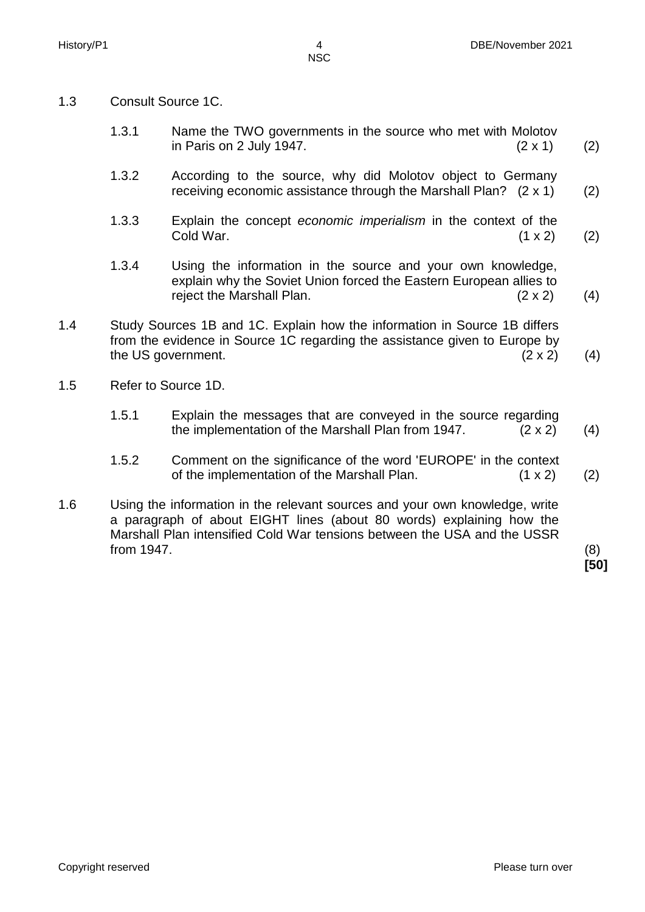1.3 Consult Source 1C.

1.3.1 Name the TWO governments in the source who met with Molotov in Paris on 2 July 1947. (2 x 1) (2)

1.3.2 According to the source, why did Molotov object to Germany receiving economic assistance through the Marshall Plan? (2 x 1) (2)

1.3.3 Explain the concept *economic imperialism* in the context of the Cold War. (1 x 2) (2)

1.3.4 Using the information in the source and your own knowledge, explain why the Soviet Union forced the Eastern European allies to reject the Marshall Plan. (2 x 2) (4)

1.4 Study Sources 1B and 1C. Explain how the information in Source 1B differs from the evidence in Source 1C regarding the assistance given to Europe by the US government. (2 x 2) (4)

1.5 Refer to Source 1D.

1.5.1 Explain the messages that are conveyed in the source regarding the implementation of the Marshall Plan from 1947. (2 x 2) (4)

1.5.2 Comment on the significance of the word 'EUROPE' in the context of the implementation of the Marshall Plan. (1 x 2) (2)

1.6 Using the information in the relevant sources and your own knowledge, write a paragraph of about EIGHT lines (about 80 words) explaining how the Marshall Plan intensified Cold War tensions between the USA and the USSR from 1947. (8)

**[50]**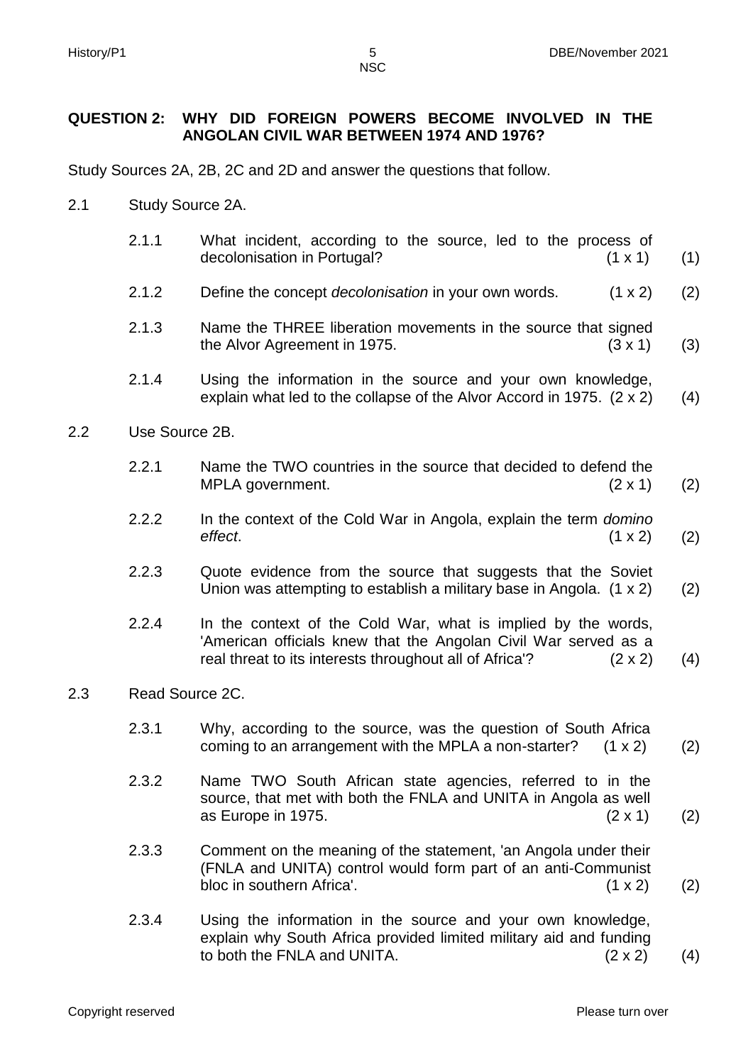**QUESTION 2: WHY DID FOREIGN POWERS BECOME INVOLVED IN THE ANGOLAN CIVIL WAR BETWEEN 1974 AND 1976?**

Study Sources 2A, 2B, 2C and 2D and answer the questions that follow.

2.1 Study Source 2A.

2.1.1 What incident, according to the source, led to the process of decolonisation in Portugal? (1 x 1) (1)

2.1.2 Define the concept *decolonisation* in your own words. (1 x 2) (2)

2.1.3 Name the THREE liberation movements in the source that signed the Alvor Agreement in 1975. (3 x 1) (3)

2.1.4 Using the information in the source and your own knowledge, explain what led to the collapse of the Alvor Accord in 1975. (2 x 2) (4)

2.2 Use Source 2B.

2.2.1 Name the TWO countries in the source that decided to defend the MPLA government. (2 x 1) (2)

2.2.2 In the context of the Cold War in Angola, explain the term *domino effect*. (1 x 2) (2)

2.2.3 Quote evidence from the source that suggests that the Soviet Union was attempting to establish a military base in Angola. (1 x 2) (2)

2.2.4 In the context of the Cold War, what is implied by the words, 'American officials knew that the Angolan Civil War served as a real threat to its interests throughout all of Africa'? (2 x 2) (4)

2.3 Read Source 2C.

2.3.1 Why, according to the source, was the question of South Africa coming to an arrangement with the MPLA a non-starter? (1 x 2) (2)

2.3.2 Name TWO South African state agencies, referred to in the source, that met with both the FNLA and UNITA in Angola as well as Europe in 1975. (2 x 1) (2)

2.3.3 Comment on the meaning of the statement, 'an Angola under their (FNLA and UNITA) control would form part of an anti-Communist bloc in southern Africa'. (1 x 2) (2)

2.3.4 Using the information in the source and your own knowledge, explain why South Africa provided limited military aid and funding to both the FNLA and UNITA. (2 x 2) (4)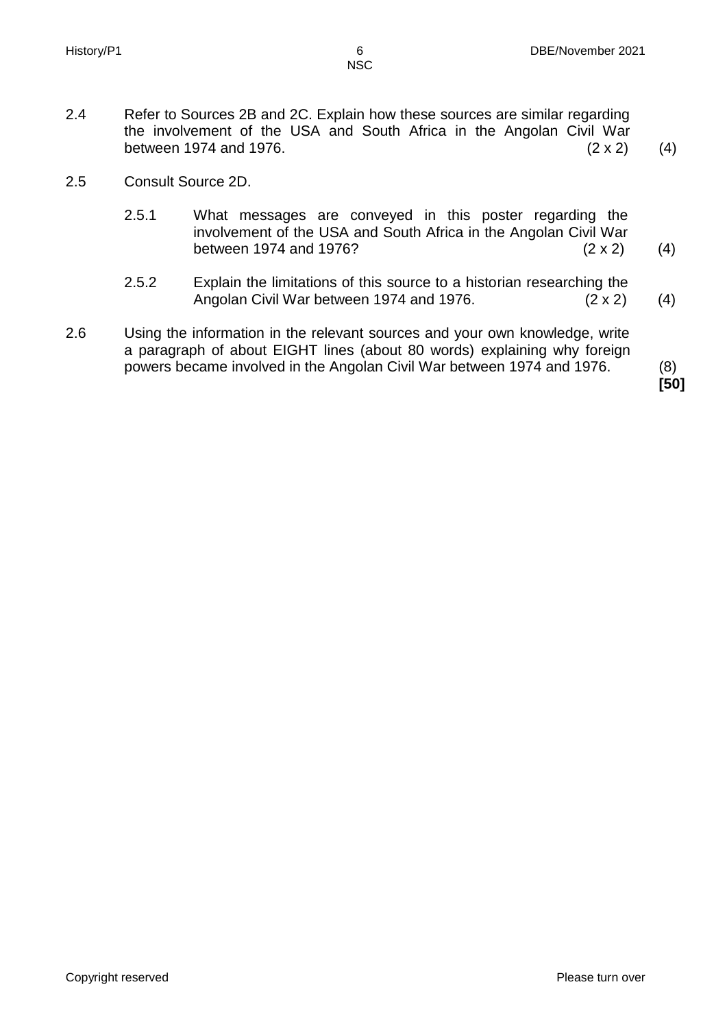2.4 Refer to Sources 2B and 2C. Explain how these sources are similar regarding the involvement of the USA and South Africa in the Angolan Civil War between 1974 and 1976. (2 x 2) (4)

2.5 Consult Source 2D.

2.5.1 What messages are conveyed in this poster regarding the involvement of the USA and South Africa in the Angolan Civil War between 1974 and 1976? (2 x 2) (4)

2.5.2 Explain the limitations of this source to a historian researching the Angolan Civil War between 1974 and 1976. (2 x 2) (4)

2.6 Using the information in the relevant sources and your own knowledge, write a paragraph of about EIGHT lines (about 80 words) explaining why foreign powers became involved in the Angolan Civil War between 1974 and 1976. (8)

**[50]**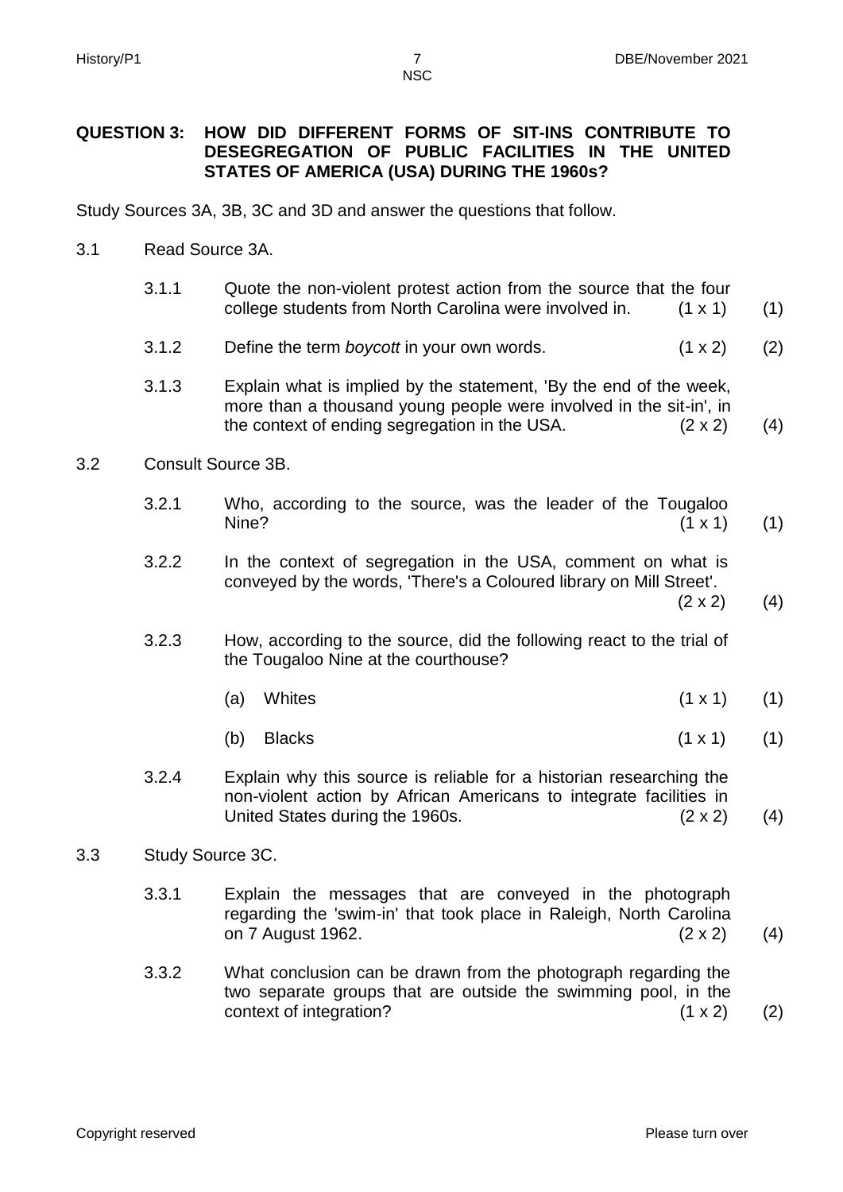## QUESTION 3: HOW DID DIFFERENT FORMS OF SIT-INS CONTRIBUTE TO DESEGREGATION OF PUBLIC FACILITIES IN THE UNITED STATES OF AMERICA (USA) DURING THE 1960s?

Study Sources 3A, 3B, 3C and 3D and answer the questions that follow.

3.1 Read Source 3A.

3.1.1 Quote the non-violent protest action from the source that the four college students from North Carolina were involved in. (1 x 1) (1)

3.1.2 Define the term *boycott* in your own words. (1 x 2) (2)

3.1.3 Explain what is implied by the statement, 'By the end of the week, more than a thousand young people were involved in the sit-in', in the context of ending segregation in the USA. (2 x 2) (4)

3.2 Consult Source 3B.

3.2.1 Who, according to the source, was the leader of the Tougaloo Nine? (1 x 1) (1)

3.2.2 In the context of segregation in the USA, comment on what is conveyed by the words, 'There's a Coloured library on Mill Street'. (2 x 2) (4)

3.2.3 How, according to the source, did the following react to the trial of the Tougaloo Nine at the courthouse?

(a) Whites (1 x 1) (1)

(b) Blacks (1 x 1) (1)

3.2.4 Explain why this source is reliable for a historian researching the non-violent action by African Americans to integrate facilities in United States during the 1960s. (2 x 2) (4)

3.3 Study Source 3C.

3.3.1 Explain the messages that are conveyed in the photograph regarding the 'swim-in' that took place in Raleigh, North Carolina on 7 August 1962. (2 x 2) (4)

3.3.2 What conclusion can be drawn from the photograph regarding the two separate groups that are outside the swimming pool, in the context of integration? (1 x 2) (2)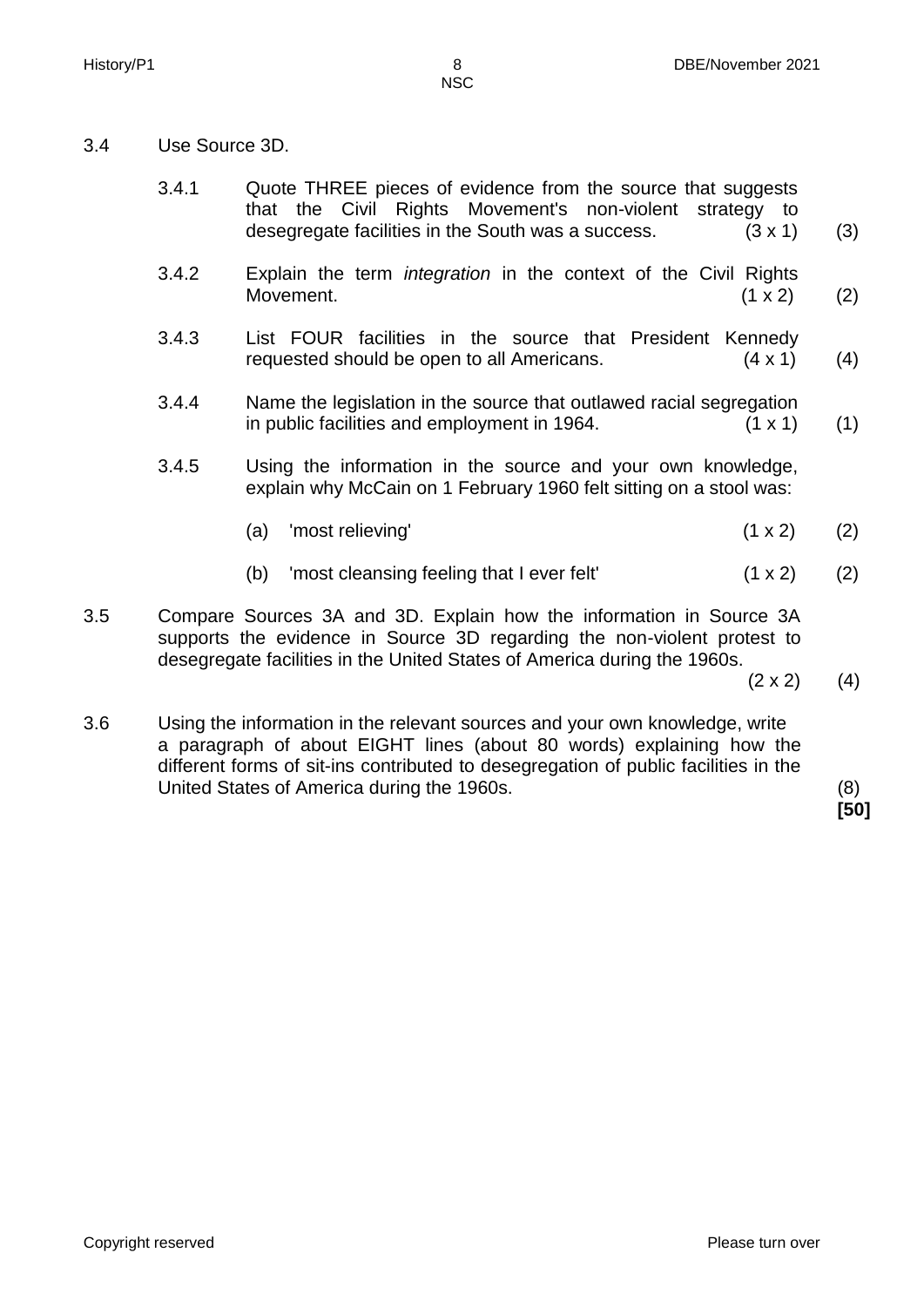3.4 Use Source 3D.

3.4.1 Quote THREE pieces of evidence from the source that suggests that the Civil Rights Movement's non-violent strategy to desegregate facilities in the South was a success. (3 x 1) (3)

3.4.2 Explain the term *integration* in the context of the Civil Rights Movement. (1 x 2) (2)

3.4.3 List FOUR facilities in the source that President Kennedy requested should be open to all Americans. (4 x 1) (4)

3.4.4 Name the legislation in the source that outlawed racial segregation in public facilities and employment in 1964. (1 x 1) (1)

3.4.5 Using the information in the source and your own knowledge, explain why McCain on 1 February 1960 felt sitting on a stool was:

(a) 'most relieving' (1 x 2) (2)

(b) 'most cleansing feeling that I ever felt' (1 x 2) (2)

3.5 Compare Sources 3A and 3D. Explain how the information in Source 3A supports the evidence in Source 3D regarding the non-violent protest to desegregate facilities in the United States of America during the 1960s. (2 x 2) (4)

3.6 Using the information in the relevant sources and your own knowledge, write a paragraph of about EIGHT lines (about 80 words) explaining how the different forms of sit-ins contributed to desegregation of public facilities in the United States of America during the 1960s. (8)

**[50]**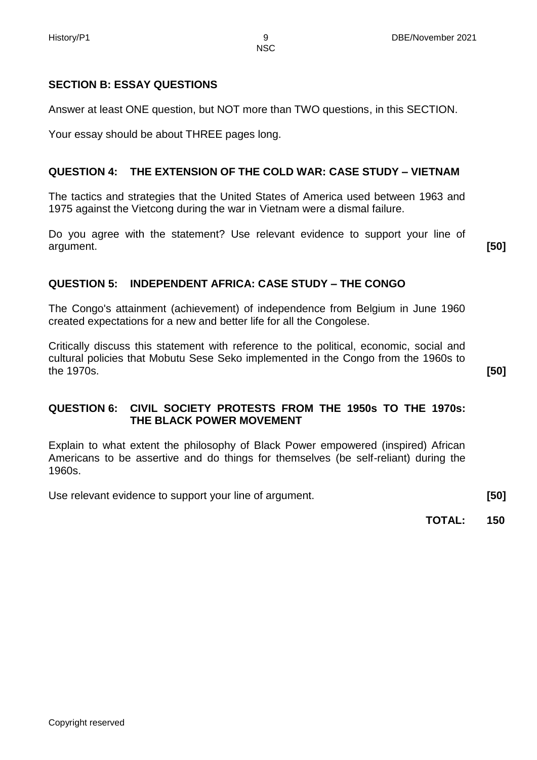## SECTION B: ESSAY QUESTIONS

Answer at least ONE question, but NOT more than TWO questions, in this SECTION.

Your essay should be about THREE pages long.

### QUESTION 4: THE EXTENSION OF THE COLD WAR: CASE STUDY – VIETNAM

The tactics and strategies that the United States of America used between 1963 and 1975 against the Vietcong during the war in Vietnam were a dismal failure.

Do you agree with the statement? Use relevant evidence to support your line of argument. **[50]**

### QUESTION 5: INDEPENDENT AFRICA: CASE STUDY – THE CONGO

The Congo's attainment (achievement) of independence from Belgium in June 1960 created expectations for a new and better life for all the Congolese.

Critically discuss this statement with reference to the political, economic, social and cultural policies that Mobutu Sese Seko implemented in the Congo from the 1960s to the 1970s. **[50]**

### QUESTION 6: CIVIL SOCIETY PROTESTS FROM THE 1950s TO THE 1970s: THE BLACK POWER MOVEMENT

Explain to what extent the philosophy of Black Power empowered (inspired) African Americans to be assertive and do things for themselves (be self-reliant) during the 1960s.

Use relevant evidence to support your line of argument. **[50]**

**TOTAL: 150**